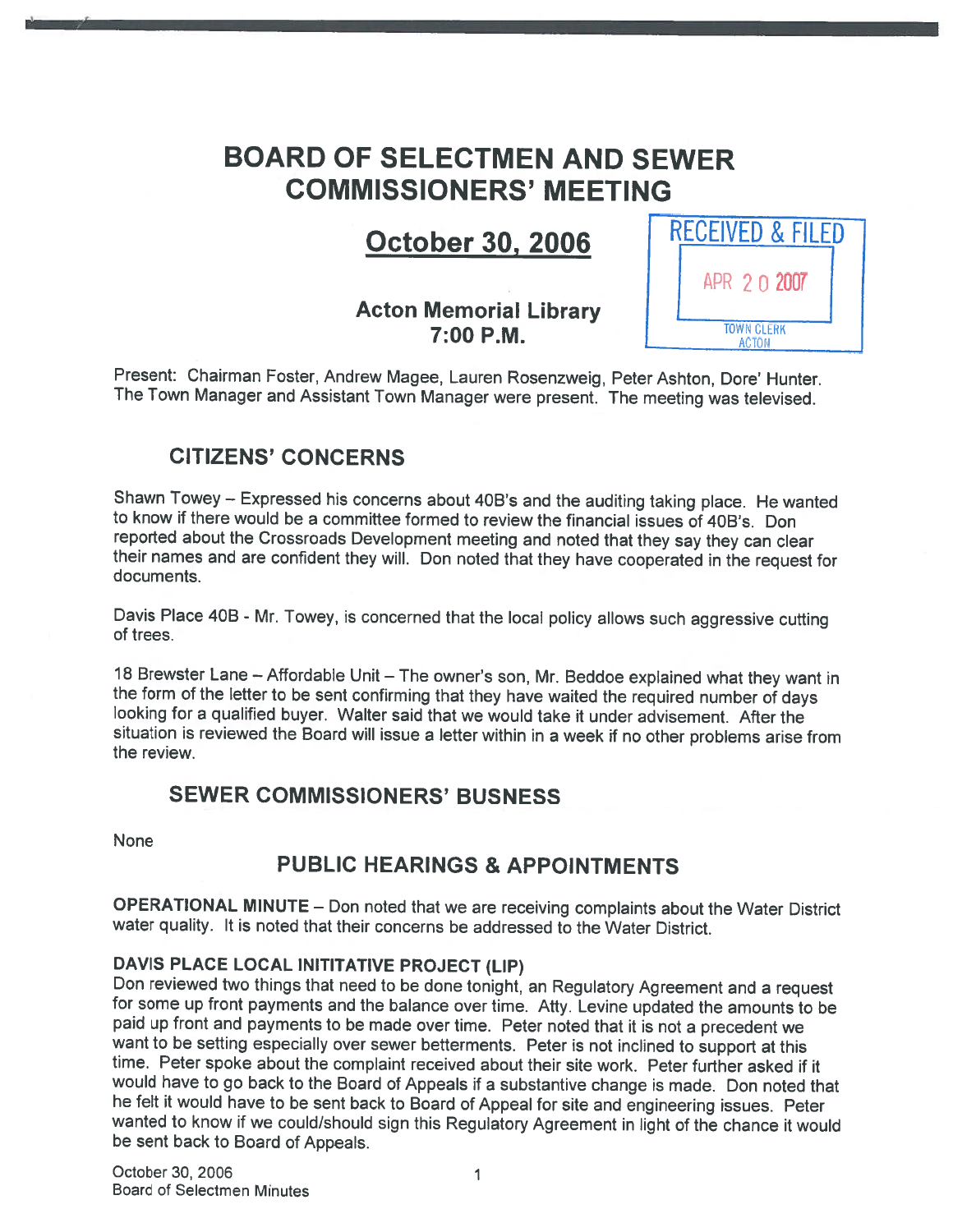# BOARD OF SELECTMEN AND SEWER COMMISSIONERS' MEETING

## October 30, 2006

RECEIVED & FILED
APR 20 2007
TOWN CLERK
ACTON

### Acton Memorial Library
### 7:00 P.M.

Present: Chairman Foster, Andrew Magee, Lauren Rosenzweig, Peter Ashton, Dore' Hunter. The Town Manager and Assistant Town Manager were present. The meeting was televised.

## CITIZENS' CONCERNS

Shawn Towey – Expressed his concerns about 40B's and the auditing taking place. He wanted to know if there would be a committee formed to review the financial issues of 40B's. Don reported about the Crossroads Development meeting and noted that they say they can clear their names and are confident they will. Don noted that they have cooperated in the request for documents.

Davis Place 40B - Mr. Towey, is concerned that the local policy allows such aggressive cutting of trees.

18 Brewster Lane – Affordable Unit – The owner's son, Mr. Beddoe explained what they want in the form of the letter to be sent confirming that they have waited the required number of days looking for a qualified buyer. Walter said that we would take it under advisement. After the situation is reviewed the Board will issue a letter within in a week if no other problems arise from the review.

## SEWER COMMISSIONERS' BUSNESS

None

## PUBLIC HEARINGS & APPOINTMENTS

**OPERATIONAL MINUTE** – Don noted that we are receiving complaints about the Water District water quality. It is noted that their concerns be addressed to the Water District.

**DAVIS PLACE LOCAL INITITATIVE PROJECT (LIP)**
Don reviewed two things that need to be done tonight, an Regulatory Agreement and a request for some up front payments and the balance over time. Atty. Levine updated the amounts to be paid up front and payments to be made over time. Peter noted that it is not a precedent we want to be setting especially over sewer betterments. Peter is not inclined to support at this time. Peter spoke about the complaint received about their site work. Peter further asked if it would have to go back to the Board of Appeals if a substantive change is made. Don noted that he felt it would have to be sent back to Board of Appeal for site and engineering issues. Peter wanted to know if we could/should sign this Regulatory Agreement in light of the chance it would be sent back to Board of Appeals.

October 30, 2006
Board of Selectmen Minutes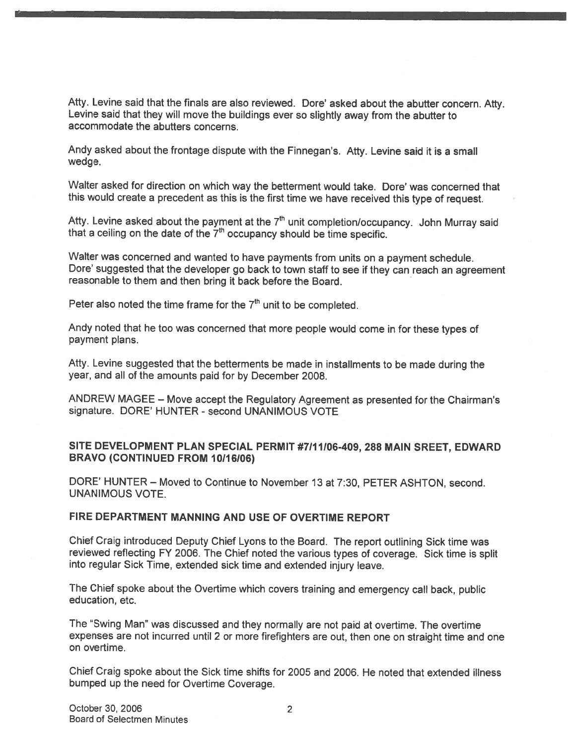Atty. Levine said that the finals are also reviewed. Dore' asked about the abutter concern. Atty. Levine said that they will move the buildings ever so slightly away from the abutter to accommodate the abutters concerns.

Andy asked about the frontage dispute with the Finnegan's. Atty. Levine said it is a small wedge.

Walter asked for direction on which way the betterment would take. Dore' was concerned that this would create a precedent as this is the first time we have received this type of request.

Atty. Levine asked about the payment at the 7th unit completion/occupancy. John Murray said that a ceiling on the date of the 7th occupancy should be time specific.

Walter was concerned and wanted to have payments from units on a payment schedule. Dore' suggested that the developer go back to town staff to see if they can reach an agreement reasonable to them and then bring it back before the Board.

Peter also noted the time frame for the 7th unit to be completed.

Andy noted that he too was concerned that more people would come in for these types of payment plans.

Atty. Levine suggested that the betterments be made in installments to be made during the year, and all of the amounts paid for by December 2008.

ANDREW MAGEE – Move accept the Regulatory Agreement as presented for the Chairman's signature. DORE' HUNTER - second UNANIMOUS VOTE

### SITE DEVELOPMENT PLAN SPECIAL PERMIT #7/11/06-409, 288 MAIN SREET, EDWARD BRAVO (CONTINUED FROM 10/16/06)

DORE' HUNTER – Moved to Continue to November 13 at 7:30, PETER ASHTON, second. UNANIMOUS VOTE.

### FIRE DEPARTMENT MANNING AND USE OF OVERTIME REPORT

Chief Craig introduced Deputy Chief Lyons to the Board. The report outlining Sick time was reviewed reflecting FY 2006. The Chief noted the various types of coverage. Sick time is split into regular Sick Time, extended sick time and extended injury leave.

The Chief spoke about the Overtime which covers training and emergency call back, public education, etc.

The "Swing Man" was discussed and they normally are not paid at overtime. The overtime expenses are not incurred until 2 or more firefighters are out, then one on straight time and one on overtime.

Chief Craig spoke about the Sick time shifts for 2005 and 2006. He noted that extended illness bumped up the need for Overtime Coverage.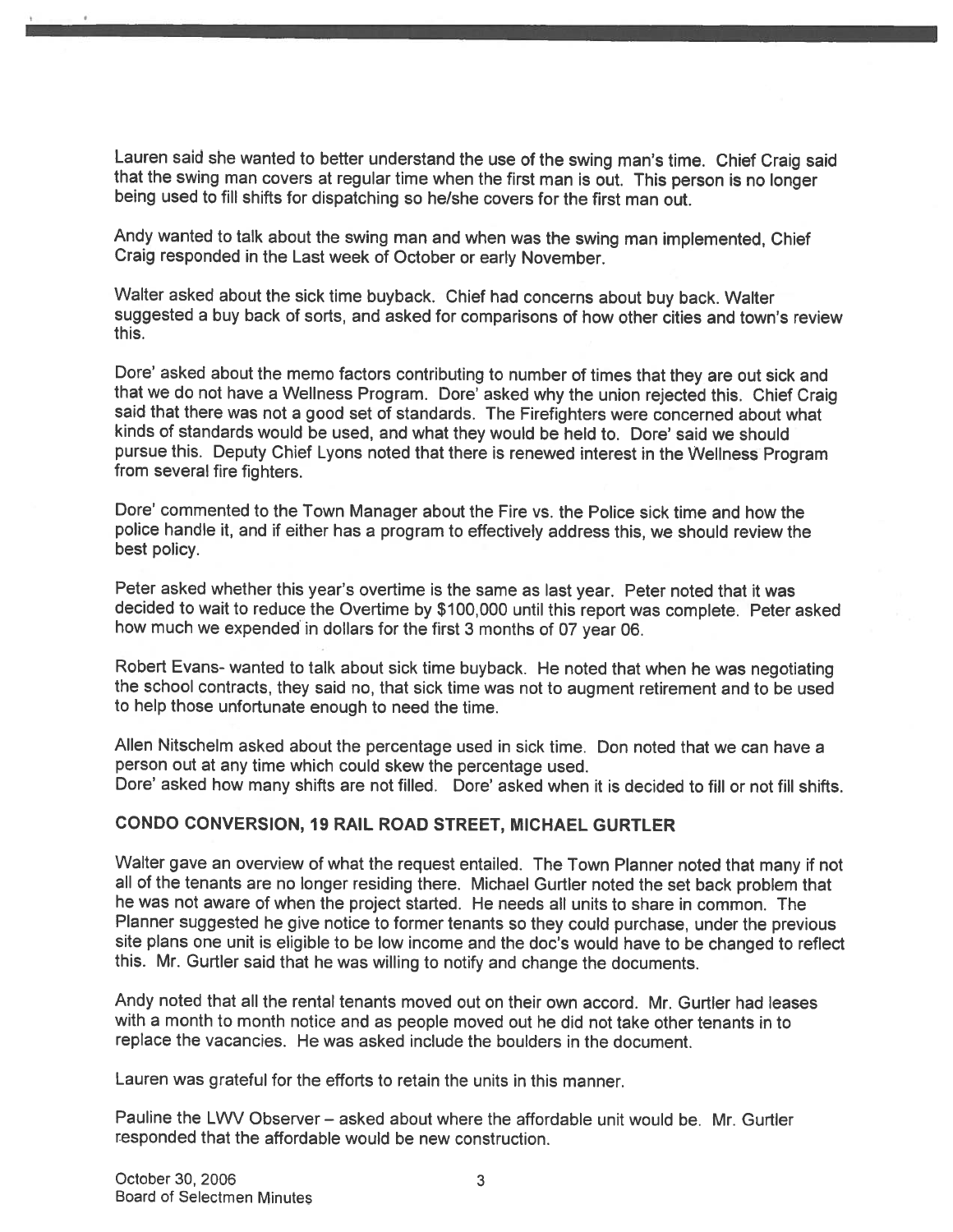Lauren said she wanted to better understand the use of the swing man's time. Chief Craig said that the swing man covers at regular time when the first man is out. This person is no longer being used to fill shifts for dispatching so he/she covers for the first man out.

Andy wanted to talk about the swing man and when was the swing man implemented, Chief Craig responded in the Last week of October or early November.

Walter asked about the sick time buyback. Chief had concerns about buy back. Walter suggested a buy back of sorts, and asked for comparisons of how other cities and town's review this.

Dore' asked about the memo factors contributing to number of times that they are out sick and that we do not have a Wellness Program. Dore' asked why the union rejected this. Chief Craig said that there was not a good set of standards. The Firefighters were concerned about what kinds of standards would be used, and what they would be held to. Dore' said we should pursue this. Deputy Chief Lyons noted that there is renewed interest in the Wellness Program from several fire fighters.

Dore' commented to the Town Manager about the Fire vs. the Police sick time and how the police handle it, and if either has a program to effectively address this, we should review the best policy.

Peter asked whether this year's overtime is the same as last year. Peter noted that it was decided to wait to reduce the Overtime by $100,000 until this report was complete. Peter asked how much we expended in dollars for the first 3 months of 07 year 06.

Robert Evans- wanted to talk about sick time buyback. He noted that when he was negotiating the school contracts, they said no, that sick time was not to augment retirement and to be used to help those unfortunate enough to need the time.

Allen Nitschelm asked about the percentage used in sick time. Don noted that we can have a person out at any time which could skew the percentage used.
Dore' asked how many shifts are not filled. Dore' asked when it is decided to fill or not fill shifts.

## CONDO CONVERSION, 19 RAIL ROAD STREET, MICHAEL GURTLER

Walter gave an overview of what the request entailed. The Town Planner noted that many if not all of the tenants are no longer residing there. Michael Gurtler noted the set back problem that he was not aware of when the project started. He needs all units to share in common. The Planner suggested he give notice to former tenants so they could purchase, under the previous site plans one unit is eligible to be low income and the doc's would have to be changed to reflect this. Mr. Gurtler said that he was willing to notify and change the documents.

Andy noted that all the rental tenants moved out on their own accord. Mr. Gurtler had leases with a month to month notice and as people moved out he did not take other tenants in to replace the vacancies. He was asked include the boulders in the document.

Lauren was grateful for the efforts to retain the units in this manner.

Pauline the LWV Observer – asked about where the affordable unit would be. Mr. Gurtler responded that the affordable would be new construction.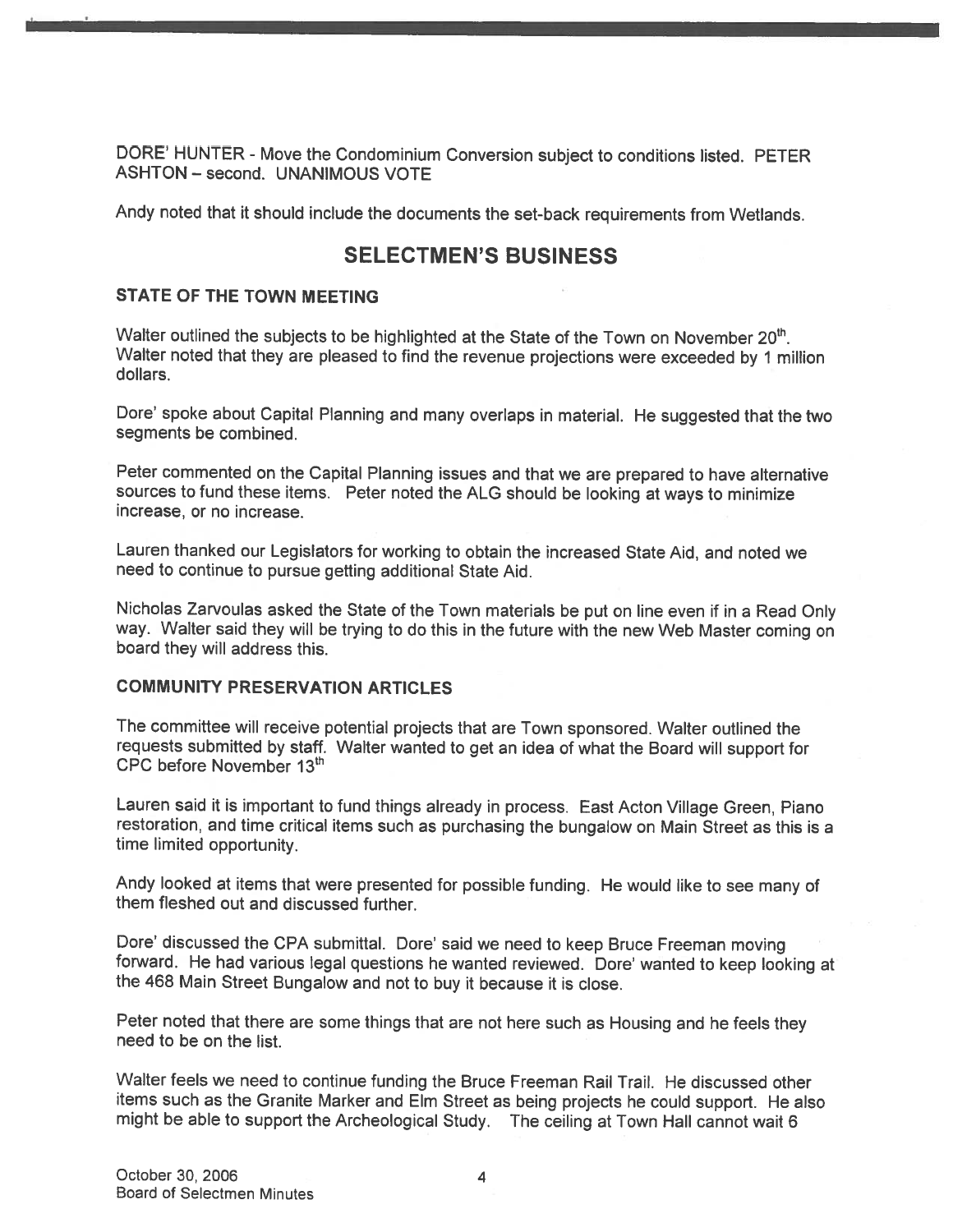DORE' HUNTER - Move the Condominium Conversion subject to conditions listed. PETER ASHTON – second. UNANIMOUS VOTE

Andy noted that it should include the documents the set-back requirements from Wetlands.

## SELECTMEN'S BUSINESS

### STATE OF THE TOWN MEETING

Walter outlined the subjects to be highlighted at the State of the Town on November 20th. Walter noted that they are pleased to find the revenue projections were exceeded by 1 million dollars.

Dore' spoke about Capital Planning and many overlaps in material. He suggested that the two segments be combined.

Peter commented on the Capital Planning issues and that we are prepared to have alternative sources to fund these items. Peter noted the ALG should be looking at ways to minimize increase, or no increase.

Lauren thanked our Legislators for working to obtain the increased State Aid, and noted we need to continue to pursue getting additional State Aid.

Nicholas Zarvoulas asked the State of the Town materials be put on line even if in a Read Only way. Walter said they will be trying to do this in the future with the new Web Master coming on board they will address this.

### COMMUNITY PRESERVATION ARTICLES

The committee will receive potential projects that are Town sponsored. Walter outlined the requests submitted by staff. Walter wanted to get an idea of what the Board will support for CPC before November 13th

Lauren said it is important to fund things already in process. East Acton Village Green, Piano restoration, and time critical items such as purchasing the bungalow on Main Street as this is a time limited opportunity.

Andy looked at items that were presented for possible funding. He would like to see many of them fleshed out and discussed further.

Dore' discussed the CPA submittal. Dore' said we need to keep Bruce Freeman moving forward. He had various legal questions he wanted reviewed. Dore' wanted to keep looking at the 468 Main Street Bungalow and not to buy it because it is close.

Peter noted that there are some things that are not here such as Housing and he feels they need to be on the list.

Walter feels we need to continue funding the Bruce Freeman Rail Trail. He discussed other items such as the Granite Marker and Elm Street as being projects he could support. He also might be able to support the Archeological Study. The ceiling at Town Hall cannot wait 6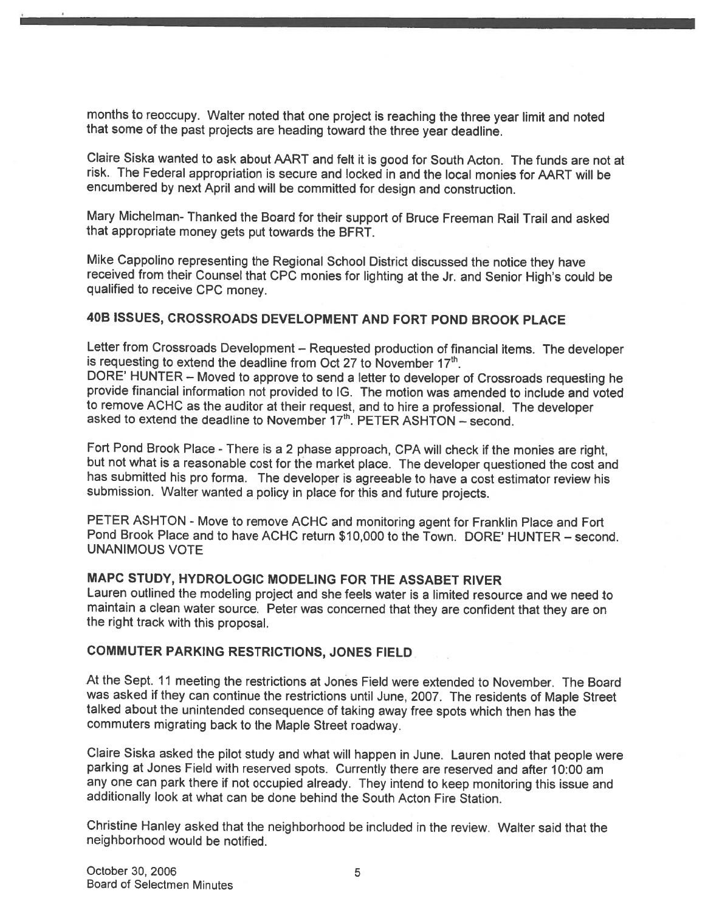months to reoccupy. Walter noted that one project is reaching the three year limit and noted that some of the past projects are heading toward the three year deadline.

Claire Siska wanted to ask about AART and felt it is good for South Acton. The funds are not at risk. The Federal appropriation is secure and locked in and the local monies for AART will be encumbered by next April and will be committed for design and construction.

Mary Michelman- Thanked the Board for their support of Bruce Freeman Rail Trail and asked that appropriate money gets put towards the BFRT.

Mike Cappolino representing the Regional School District discussed the notice they have received from their Counsel that CPC monies for lighting at the Jr. and Senior High's could be qualified to receive CPC money.

## 40B ISSUES, CROSSROADS DEVELOPMENT AND FORT POND BROOK PLACE

Letter from Crossroads Development – Requested production of financial items. The developer is requesting to extend the deadline from Oct 27 to November 17th.
DORE' HUNTER – Moved to approve to send a letter to developer of Crossroads requesting he provide financial information not provided to IG. The motion was amended to include and voted to remove ACHC as the auditor at their request, and to hire a professional. The developer asked to extend the deadline to November 17th. PETER ASHTON – second.

Fort Pond Brook Place - There is a 2 phase approach, CPA will check if the monies are right, but not what is a reasonable cost for the market place. The developer questioned the cost and has submitted his pro forma. The developer is agreeable to have a cost estimator review his submission. Walter wanted a policy in place for this and future projects.

PETER ASHTON - Move to remove ACHC and monitoring agent for Franklin Place and Fort Pond Brook Place and to have ACHC return $10,000 to the Town. DORE' HUNTER – second. UNANIMOUS VOTE

## MAPC STUDY, HYDROLOGIC MODELING FOR THE ASSABET RIVER

Lauren outlined the modeling project and she feels water is a limited resource and we need to maintain a clean water source. Peter was concerned that they are confident that they are on the right track with this proposal.

## COMMUTER PARKING RESTRICTIONS, JONES FIELD

At the Sept. 11 meeting the restrictions at Jones Field were extended to November. The Board was asked if they can continue the restrictions until June, 2007. The residents of Maple Street talked about the unintended consequence of taking away free spots which then has the commuters migrating back to the Maple Street roadway.

Claire Siska asked the pilot study and what will happen in June. Lauren noted that people were parking at Jones Field with reserved spots. Currently there are reserved and after 10:00 am any one can park there if not occupied already. They intend to keep monitoring this issue and additionally look at what can be done behind the South Acton Fire Station.

Christine Hanley asked that the neighborhood be included in the review. Walter said that the neighborhood would be notified.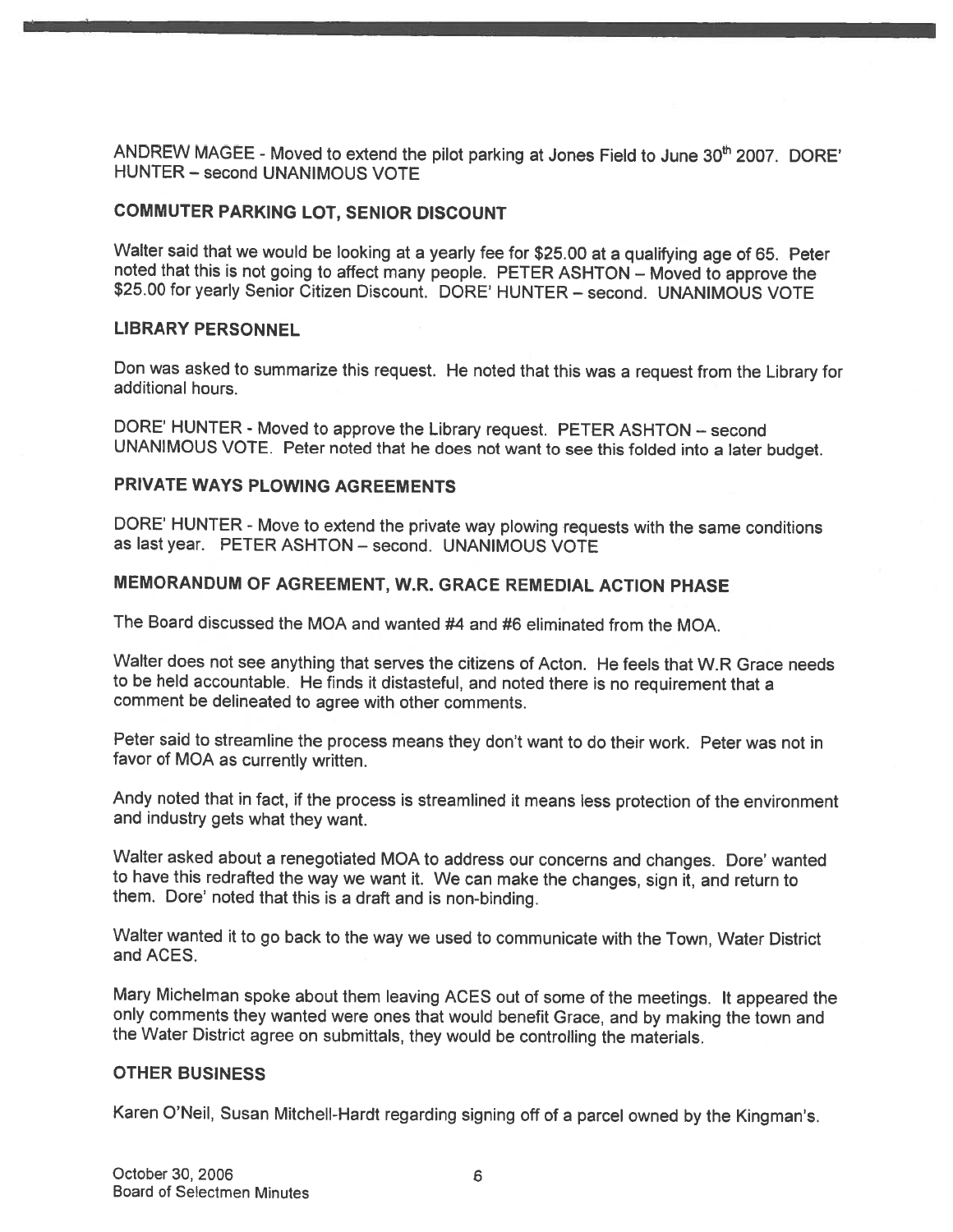ANDREW MAGEE - Moved to extend the pilot parking at Jones Field to June 30th 2007. DORE' HUNTER – second UNANIMOUS VOTE

## COMMUTER PARKING LOT, SENIOR DISCOUNT

Walter said that we would be looking at a yearly fee for $25.00 at a qualifying age of 65. Peter noted that this is not going to affect many people. PETER ASHTON – Moved to approve the $25.00 for yearly Senior Citizen Discount. DORE' HUNTER – second. UNANIMOUS VOTE

## LIBRARY PERSONNEL

Don was asked to summarize this request. He noted that this was a request from the Library for additional hours.

DORE' HUNTER - Moved to approve the Library request. PETER ASHTON – second UNANIMOUS VOTE. Peter noted that he does not want to see this folded into a later budget.

## PRIVATE WAYS PLOWING AGREEMENTS

DORE' HUNTER - Move to extend the private way plowing requests with the same conditions as last year. PETER ASHTON – second. UNANIMOUS VOTE

## MEMORANDUM OF AGREEMENT, W.R. GRACE REMEDIAL ACTION PHASE

The Board discussed the MOA and wanted #4 and #6 eliminated from the MOA.

Walter does not see anything that serves the citizens of Acton. He feels that W.R Grace needs to be held accountable. He finds it distasteful, and noted there is no requirement that a comment be delineated to agree with other comments.

Peter said to streamline the process means they don't want to do their work. Peter was not in favor of MOA as currently written.

Andy noted that in fact, if the process is streamlined it means less protection of the environment and industry gets what they want.

Walter asked about a renegotiated MOA to address our concerns and changes. Dore' wanted to have this redrafted the way we want it. We can make the changes, sign it, and return to them. Dore' noted that this is a draft and is non-binding.

Walter wanted it to go back to the way we used to communicate with the Town, Water District and ACES.

Mary Michelman spoke about them leaving ACES out of some of the meetings. It appeared the only comments they wanted were ones that would benefit Grace, and by making the town and the Water District agree on submittals, they would be controlling the materials.

## OTHER BUSINESS

Karen O'Neil, Susan Mitchell-Hardt regarding signing off of a parcel owned by the Kingman's.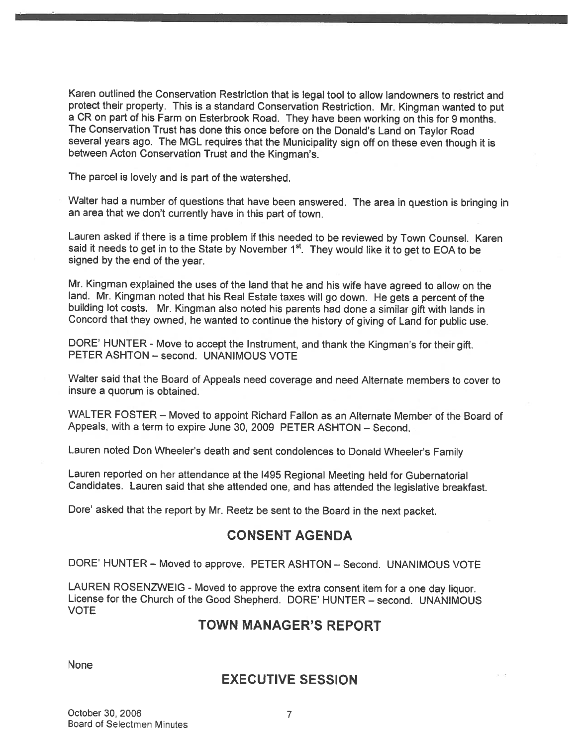Karen outlined the Conservation Restriction that is legal tool to allow landowners to restrict and protect their property. This is a standard Conservation Restriction. Mr. Kingman wanted to put a CR on part of his Farm on Esterbrook Road. They have been working on this for 9 months. The Conservation Trust has done this once before on the Donald's Land on Taylor Road several years ago. The MGL requires that the Municipality sign off on these even though it is between Acton Conservation Trust and the Kingman's.

The parcel is lovely and is part of the watershed.

Walter had a number of questions that have been answered. The area in question is bringing in an area that we don't currently have in this part of town.

Lauren asked if there is a time problem if this needed to be reviewed by Town Counsel. Karen said it needs to get in to the State by November 1st. They would like it to get to EOA to be signed by the end of the year.

Mr. Kingman explained the uses of the land that he and his wife have agreed to allow on the land. Mr. Kingman noted that his Real Estate taxes will go down. He gets a percent of the building lot costs. Mr. Kingman also noted his parents had done a similar gift with lands in Concord that they owned, he wanted to continue the history of giving of Land for public use.

DORE' HUNTER - Move to accept the Instrument, and thank the Kingman's for their gift. PETER ASHTON – second. UNANIMOUS VOTE

Walter said that the Board of Appeals need coverage and need Alternate members to cover to insure a quorum is obtained.

WALTER FOSTER – Moved to appoint Richard Fallon as an Alternate Member of the Board of Appeals, with a term to expire June 30, 2009 PETER ASHTON – Second.

Lauren noted Don Wheeler's death and sent condolences to Donald Wheeler's Family

Lauren reported on her attendance at the I495 Regional Meeting held for Gubernatorial Candidates. Lauren said that she attended one, and has attended the legislative breakfast.

Dore' asked that the report by Mr. Reetz be sent to the Board in the next packet.

## CONSENT AGENDA

DORE' HUNTER – Moved to approve. PETER ASHTON – Second. UNANIMOUS VOTE

LAUREN ROSENZWEIG - Moved to approve the extra consent item for a one day liquor. License for the Church of the Good Shepherd. DORE' HUNTER – second. UNANIMOUS VOTE

## TOWN MANAGER'S REPORT

None

## EXECUTIVE SESSION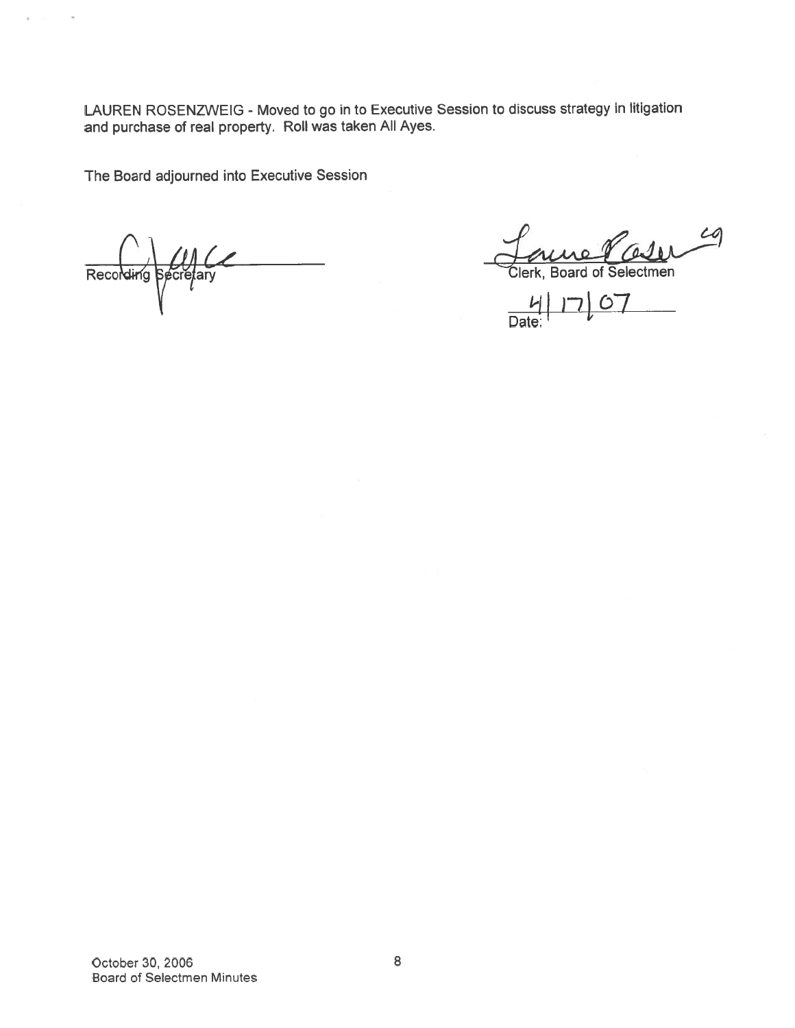LAUREN ROSENZWEIG - Moved to go in to Executive Session to discuss strategy in litigation and purchase of real property. Roll was taken All Ayes.

The Board adjourned into Executive Session

Recording Secretary

Clerk, Board of Selectmen

Date: 4/17/07

October 30, 2006
Board of Selectmen Minutes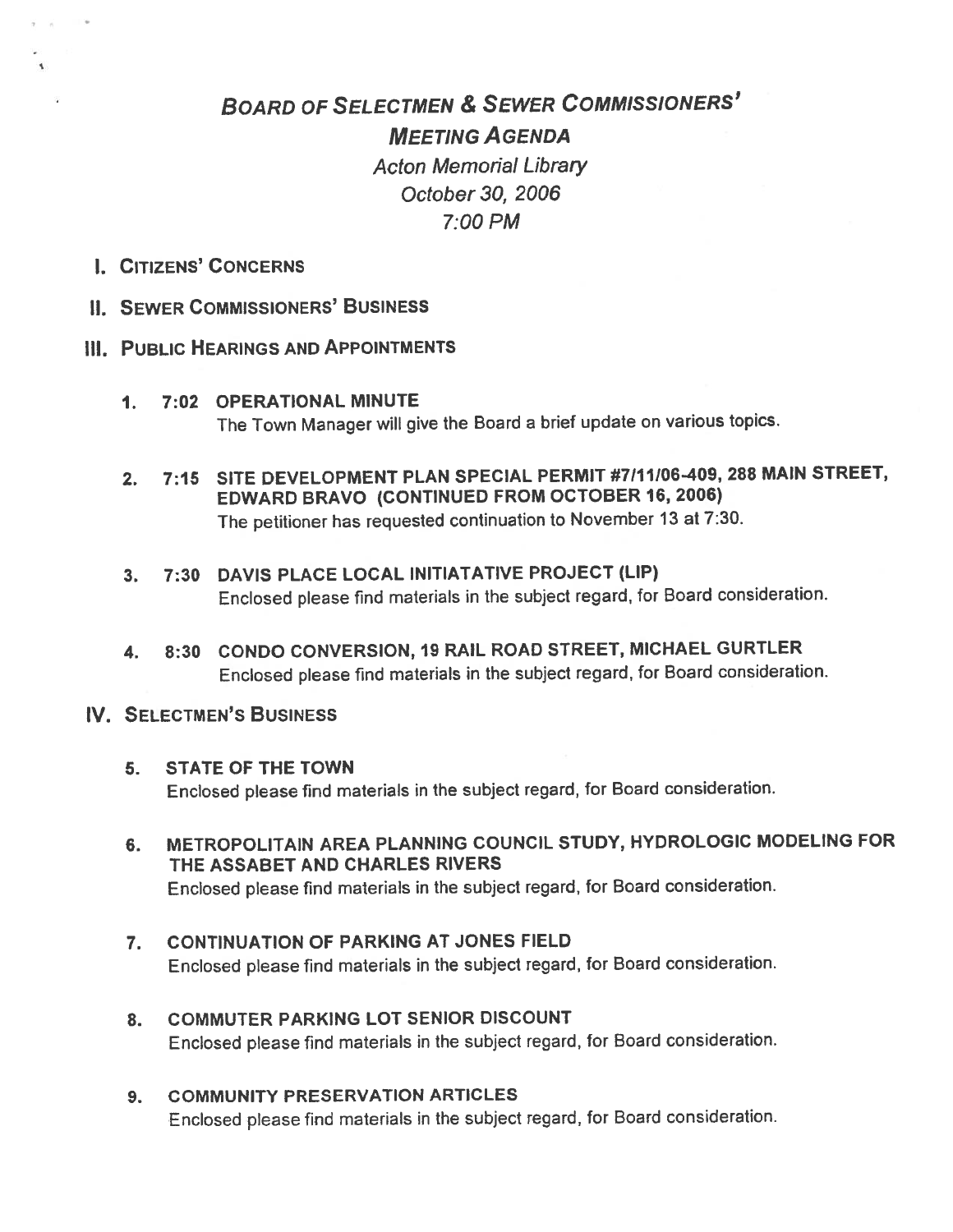# *BOARD OF SELECTMEN & SEWER COMMISSIONERS' MEETING AGENDA*

*Acton Memorial Library*
*October 30, 2006*
*7:00 PM*

## I. CITIZENS' CONCERNS

## II. SEWER COMMISSIONERS' BUSINESS

## III. PUBLIC HEARINGS AND APPOINTMENTS

1. **7:02 OPERATIONAL MINUTE**
   The Town Manager will give the Board a brief update on various topics.

2. **7:15 SITE DEVELOPMENT PLAN SPECIAL PERMIT #7/11/06-409, 288 MAIN STREET, EDWARD BRAVO (CONTINUED FROM OCTOBER 16, 2006)**
   The petitioner has requested continuation to November 13 at 7:30.

3. **7:30 DAVIS PLACE LOCAL INITIATATIVE PROJECT (LIP)**
   Enclosed please find materials in the subject regard, for Board consideration.

4. **8:30 CONDO CONVERSION, 19 RAIL ROAD STREET, MICHAEL GURTLER**
   Enclosed please find materials in the subject regard, for Board consideration.

## IV. SELECTMEN'S BUSINESS

5. **STATE OF THE TOWN**
   Enclosed please find materials in the subject regard, for Board consideration.

6. **METROPOLITAIN AREA PLANNING COUNCIL STUDY, HYDROLOGIC MODELING FOR THE ASSABET AND CHARLES RIVERS**
   Enclosed please find materials in the subject regard, for Board consideration.

7. **CONTINUATION OF PARKING AT JONES FIELD**
   Enclosed please find materials in the subject regard, for Board consideration.

8. **COMMUTER PARKING LOT SENIOR DISCOUNT**
   Enclosed please find materials in the subject regard, for Board consideration.

9. **COMMUNITY PRESERVATION ARTICLES**
   Enclosed please find materials in the subject regard, for Board consideration.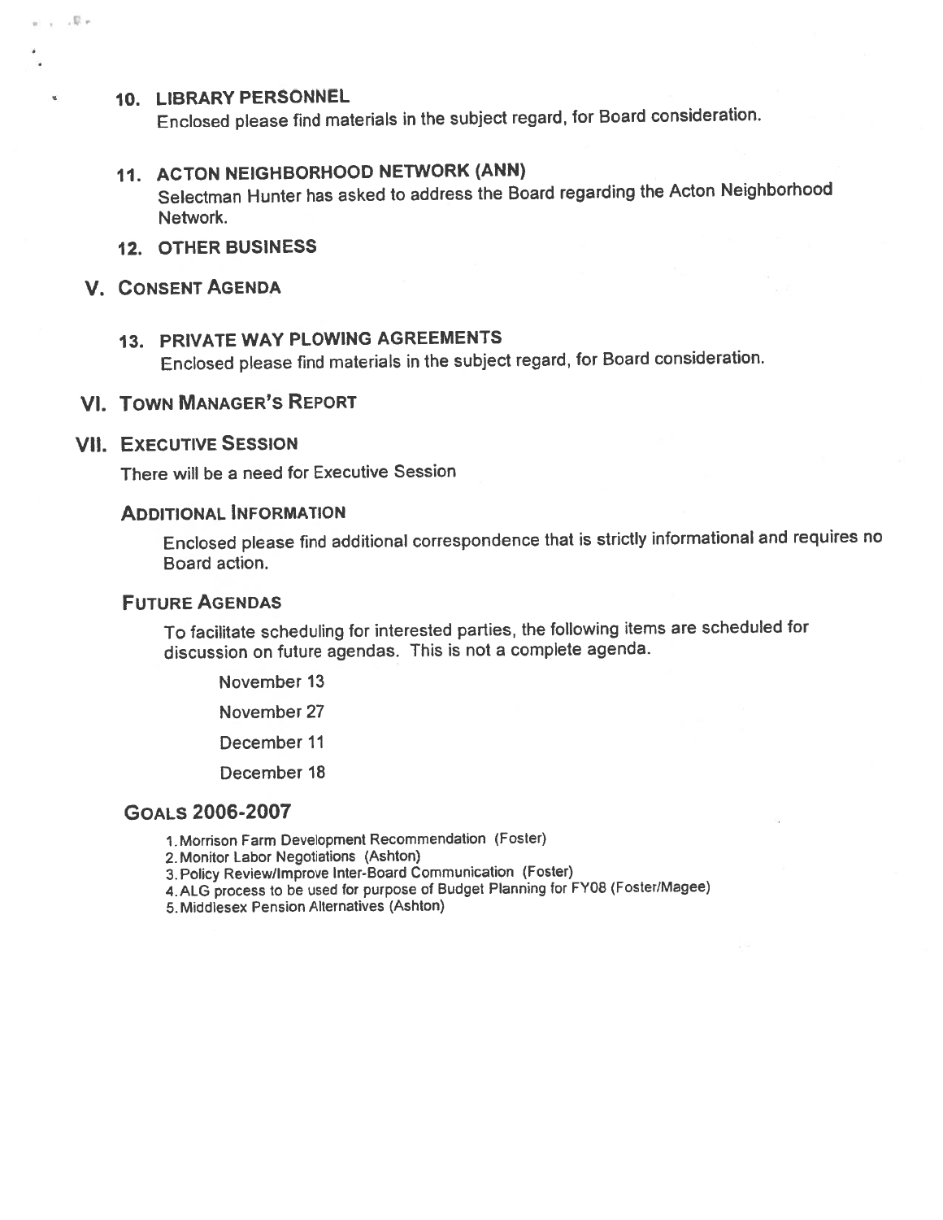### 10. LIBRARY PERSONNEL

Enclosed please find materials in the subject regard, for Board consideration.

### 11. ACTON NEIGHBORHOOD NETWORK (ANN)

Selectman Hunter has asked to address the Board regarding the Acton Neighborhood Network.

### 12. OTHER BUSINESS

## V. CONSENT AGENDA

### 13. PRIVATE WAY PLOWING AGREEMENTS

Enclosed please find materials in the subject regard, for Board consideration.

## VI. TOWN MANAGER'S REPORT

## VII. EXECUTIVE SESSION

There will be a need for Executive Session

### ADDITIONAL INFORMATION

Enclosed please find additional correspondence that is strictly informational and requires no Board action.

### FUTURE AGENDAS

To facilitate scheduling for interested parties, the following items are scheduled for discussion on future agendas. This is not a complete agenda.

November 13

November 27

December 11

December 18

### GOALS 2006-2007

1. Morrison Farm Development Recommendation (Foster)
2. Monitor Labor Negotiations (Ashton)
3. Policy Review/Improve Inter-Board Communication (Foster)
4. ALG process to be used for purpose of Budget Planning for FY08 (Foster/Magee)
5. Middlesex Pension Alternatives (Ashton)